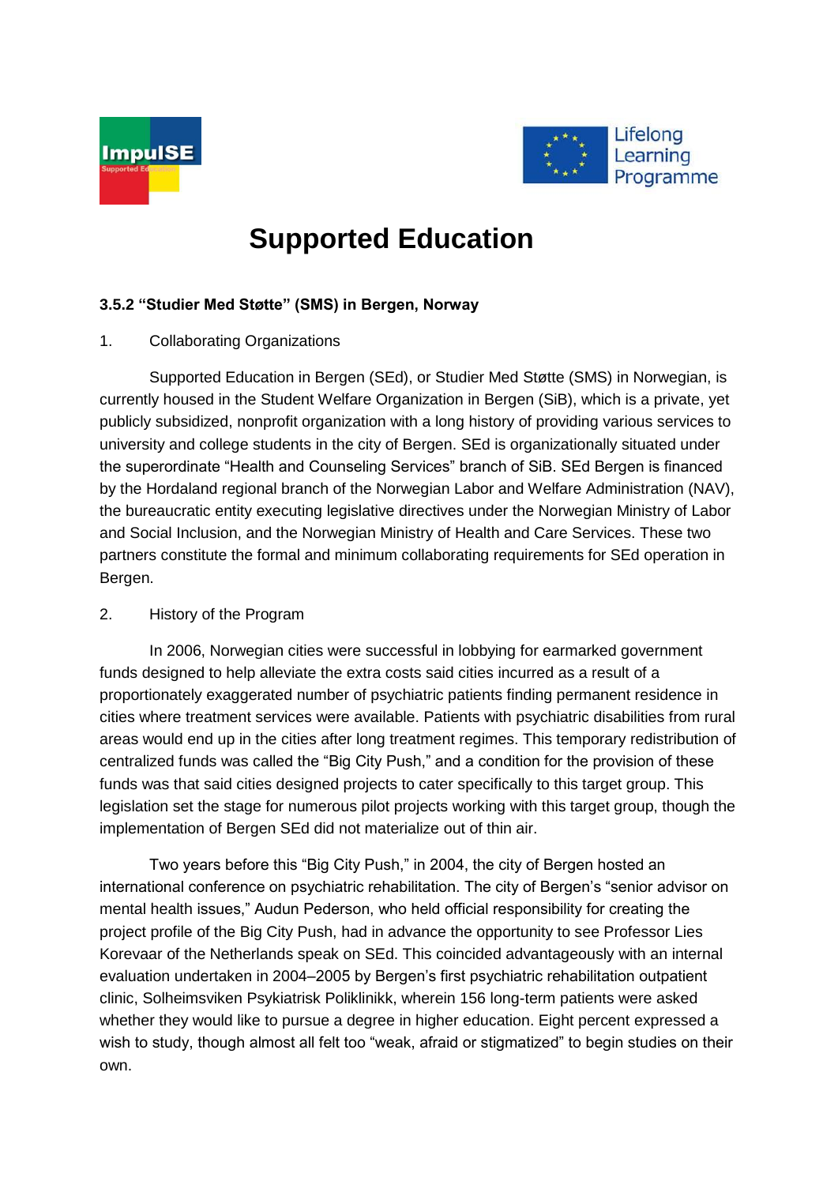# Supported Education

### 3.5.2 "Studier Med Støtte" (SMS) in Bergen, Norway

1. Collaborating Organizations

Supported Education in Bergen (SEd), or Studier Med Støtte (SMS) in Norwegian, is currently housed in the Student Welfare Organization in Bergen (SiB), which is a private, yet publicly subsidized, nonprofit organization with a long history of providing various services to university and college students in the city of Bergen. SEd is organizationally situated under the superordinate "Health and Counseling Services" branch of SiB. SEd Bergen is financed by the Hordaland regional branch of the Norwegian Labor and Welfare Administration (NAV), the bureaucratic entity executing legislative directives under the Norwegian Ministry of Labor and Social Inclusion, and the Norwegian Ministry of Health and Care Services. These two partners constitute the formal and minimum collaborating requirements for SEd operation in Bergen.

2. History of the Program

In 2006, Norwegian cities were successful in lobbying for earmarked government funds designed to help alleviate the extra costs said cities incurred as a result of a proportionately exaggerated number of psychiatric patients finding permanent residence in cities where treatment services were available. Patients with psychiatric disabilities from rural areas would end up in the cities after long treatment regimes. This temporary redistribution of centralized funds was called the "Big City Push," and a condition for the provision of these funds was that said cities designed projects to cater specifically to this target group. This legislation set the stage for numerous pilot projects working with this target group, though the implementation of Bergen SEd did not materialize out of thin air.

Two years before this "Big City Push," in 2004, the city of Bergen hosted an international conference on psychiatric rehabilitation. The city of Bergen's "senior advisor on mental health issues," Audun Pederson, who held official responsibility for creating the project profile of the Big City Push, had in advance the opportunity to see Professor Lies Korevaar of the Netherlands speak on SEd. This coincided advantageously with an internal evaluation undertaken in 2004–2005 by Bergen's first psychiatric rehabilitation outpatient clinic, Solheimsviken Psykiatrisk Poliklinikk, wherein 156 long-term patients were asked whether they would like to pursue a degree in higher education. Eight percent expressed a wish to study, though almost all felt too "weak, afraid or stigmatized" to begin studies on their own.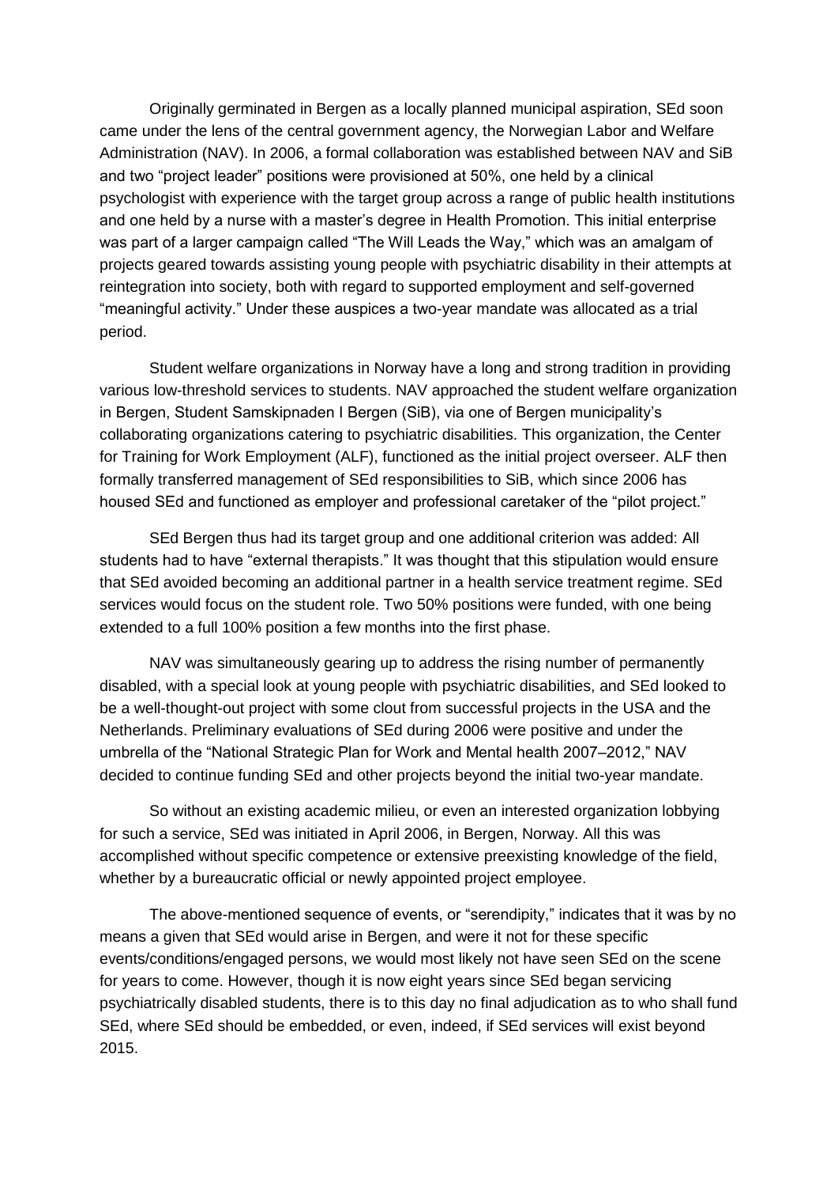Originally germinated in Bergen as a locally planned municipal aspiration, SEd soon came under the lens of the central government agency, the Norwegian Labor and Welfare Administration (NAV). In 2006, a formal collaboration was established between NAV and SiB and two "project leader" positions were provisioned at 50%, one held by a clinical psychologist with experience with the target group across a range of public health institutions and one held by a nurse with a master's degree in Health Promotion. This initial enterprise was part of a larger campaign called "The Will Leads the Way," which was an amalgam of projects geared towards assisting young people with psychiatric disability in their attempts at reintegration into society, both with regard to supported employment and self-governed "meaningful activity." Under these auspices a two-year mandate was allocated as a trial period.

Student welfare organizations in Norway have a long and strong tradition in providing various low-threshold services to students. NAV approached the student welfare organization in Bergen, Student Samskipnaden I Bergen (SiB), via one of Bergen municipality's collaborating organizations catering to psychiatric disabilities. This organization, the Center for Training for Work Employment (ALF), functioned as the initial project overseer. ALF then formally transferred management of SEd responsibilities to SiB, which since 2006 has housed SEd and functioned as employer and professional caretaker of the "pilot project."

SEd Bergen thus had its target group and one additional criterion was added: All students had to have "external therapists." It was thought that this stipulation would ensure that SEd avoided becoming an additional partner in a health service treatment regime. SEd services would focus on the student role. Two 50% positions were funded, with one being extended to a full 100% position a few months into the first phase.

NAV was simultaneously gearing up to address the rising number of permanently disabled, with a special look at young people with psychiatric disabilities, and SEd looked to be a well-thought-out project with some clout from successful projects in the USA and the Netherlands. Preliminary evaluations of SEd during 2006 were positive and under the umbrella of the "National Strategic Plan for Work and Mental health 2007–2012," NAV decided to continue funding SEd and other projects beyond the initial two-year mandate.

So without an existing academic milieu, or even an interested organization lobbying for such a service, SEd was initiated in April 2006, in Bergen, Norway. All this was accomplished without specific competence or extensive preexisting knowledge of the field, whether by a bureaucratic official or newly appointed project employee.

The above-mentioned sequence of events, or "serendipity," indicates that it was by no means a given that SEd would arise in Bergen, and were it not for these specific events/conditions/engaged persons, we would most likely not have seen SEd on the scene for years to come. However, though it is now eight years since SEd began servicing psychiatrically disabled students, there is to this day no final adjudication as to who shall fund SEd, where SEd should be embedded, or even, indeed, if SEd services will exist beyond 2015.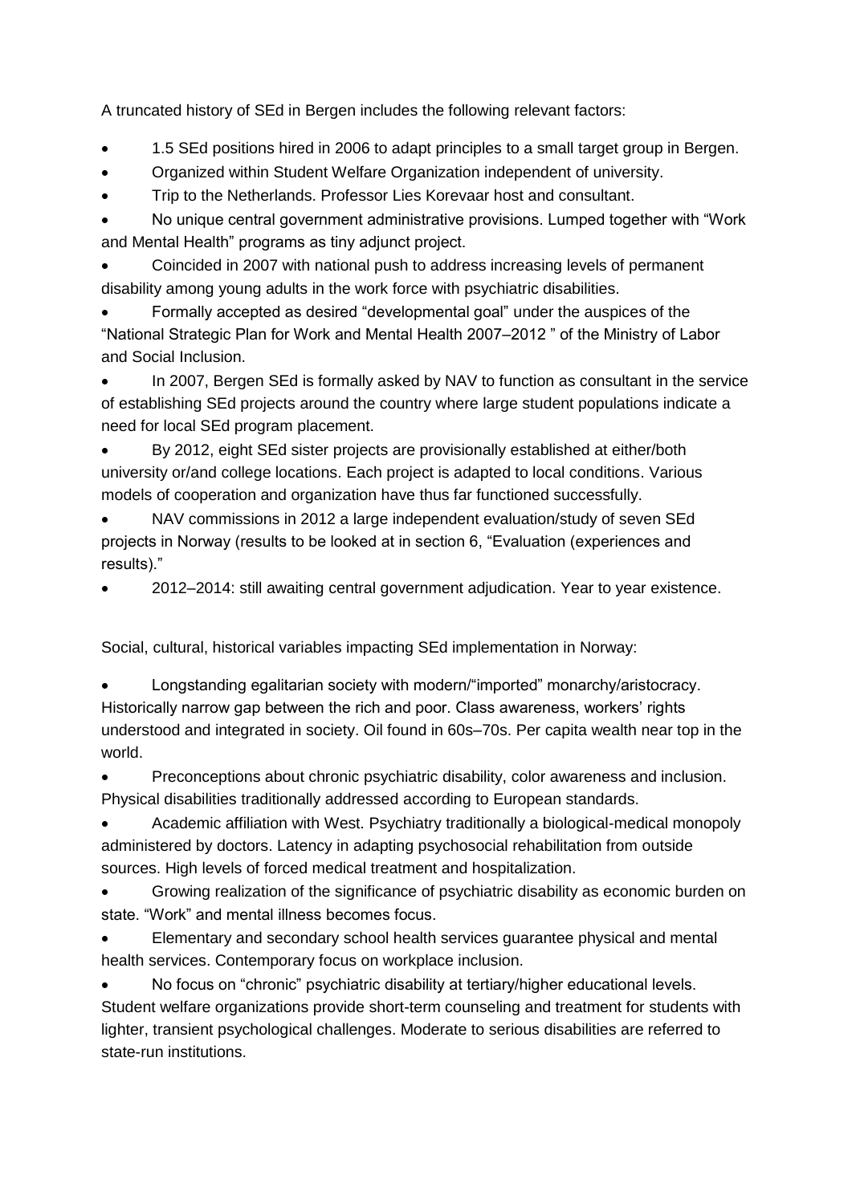A truncated history of SEd in Bergen includes the following relevant factors:

- 1.5 SEd positions hired in 2006 to adapt principles to a small target group in Bergen.
- Organized within Student Welfare Organization independent of university.
- Trip to the Netherlands. Professor Lies Korevaar host and consultant.
- No unique central government administrative provisions. Lumped together with "Work and Mental Health" programs as tiny adjunct project.
- Coincided in 2007 with national push to address increasing levels of permanent disability among young adults in the work force with psychiatric disabilities.
- Formally accepted as desired "developmental goal" under the auspices of the "National Strategic Plan for Work and Mental Health 2007–2012 " of the Ministry of Labor and Social Inclusion.
- In 2007, Bergen SEd is formally asked by NAV to function as consultant in the service of establishing SEd projects around the country where large student populations indicate a need for local SEd program placement.
- By 2012, eight SEd sister projects are provisionally established at either/both university or/and college locations. Each project is adapted to local conditions. Various models of cooperation and organization have thus far functioned successfully.
- NAV commissions in 2012 a large independent evaluation/study of seven SEd projects in Norway (results to be looked at in section 6, "Evaluation (experiences and results)."
- 2012–2014: still awaiting central government adjudication. Year to year existence.

Social, cultural, historical variables impacting SEd implementation in Norway:

- Longstanding egalitarian society with modern/"imported" monarchy/aristocracy. Historically narrow gap between the rich and poor. Class awareness, workers' rights understood and integrated in society. Oil found in 60s–70s. Per capita wealth near top in the world.
- Preconceptions about chronic psychiatric disability, color awareness and inclusion. Physical disabilities traditionally addressed according to European standards.
- Academic affiliation with West. Psychiatry traditionally a biological-medical monopoly administered by doctors. Latency in adapting psychosocial rehabilitation from outside sources. High levels of forced medical treatment and hospitalization.
- Growing realization of the significance of psychiatric disability as economic burden on state. "Work" and mental illness becomes focus.
- Elementary and secondary school health services guarantee physical and mental health services. Contemporary focus on workplace inclusion.
- No focus on "chronic" psychiatric disability at tertiary/higher educational levels. Student welfare organizations provide short-term counseling and treatment for students with lighter, transient psychological challenges. Moderate to serious disabilities are referred to state-run institutions.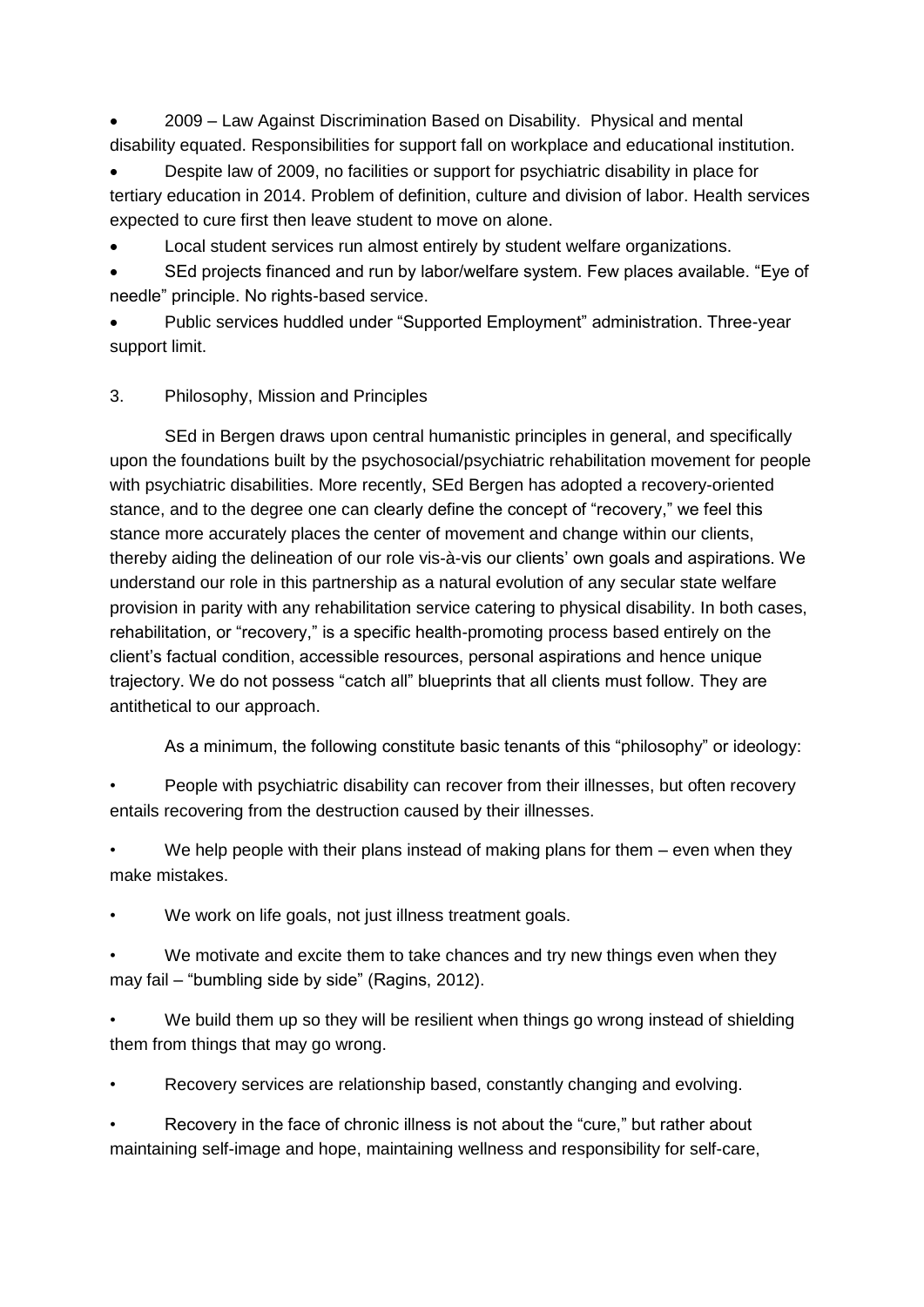- 2009 – Law Against Discrimination Based on Disability. Physical and mental disability equated. Responsibilities for support fall on workplace and educational institution.
- Despite law of 2009, no facilities or support for psychiatric disability in place for tertiary education in 2014. Problem of definition, culture and division of labor. Health services expected to cure first then leave student to move on alone.
- Local student services run almost entirely by student welfare organizations.
- SEd projects financed and run by labor/welfare system. Few places available. "Eye of needle" principle. No rights-based service.
- Public services huddled under "Supported Employment" administration. Three-year support limit.

## 3. Philosophy, Mission and Principles

SEd in Bergen draws upon central humanistic principles in general, and specifically upon the foundations built by the psychosocial/psychiatric rehabilitation movement for people with psychiatric disabilities. More recently, SEd Bergen has adopted a recovery-oriented stance, and to the degree one can clearly define the concept of "recovery," we feel this stance more accurately places the center of movement and change within our clients, thereby aiding the delineation of our role vis-à-vis our clients' own goals and aspirations. We understand our role in this partnership as a natural evolution of any secular state welfare provision in parity with any rehabilitation service catering to physical disability. In both cases, rehabilitation, or "recovery," is a specific health-promoting process based entirely on the client's factual condition, accessible resources, personal aspirations and hence unique trajectory. We do not possess "catch all" blueprints that all clients must follow. They are antithetical to our approach.

As a minimum, the following constitute basic tenants of this "philosophy" or ideology:

- People with psychiatric disability can recover from their illnesses, but often recovery entails recovering from the destruction caused by their illnesses.
- We help people with their plans instead of making plans for them – even when they make mistakes.
- We work on life goals, not just illness treatment goals.
- We motivate and excite them to take chances and try new things even when they may fail – "bumbling side by side" (Ragins, 2012).
- We build them up so they will be resilient when things go wrong instead of shielding them from things that may go wrong.
- Recovery services are relationship based, constantly changing and evolving.
- Recovery in the face of chronic illness is not about the "cure," but rather about maintaining self-image and hope, maintaining wellness and responsibility for self-care,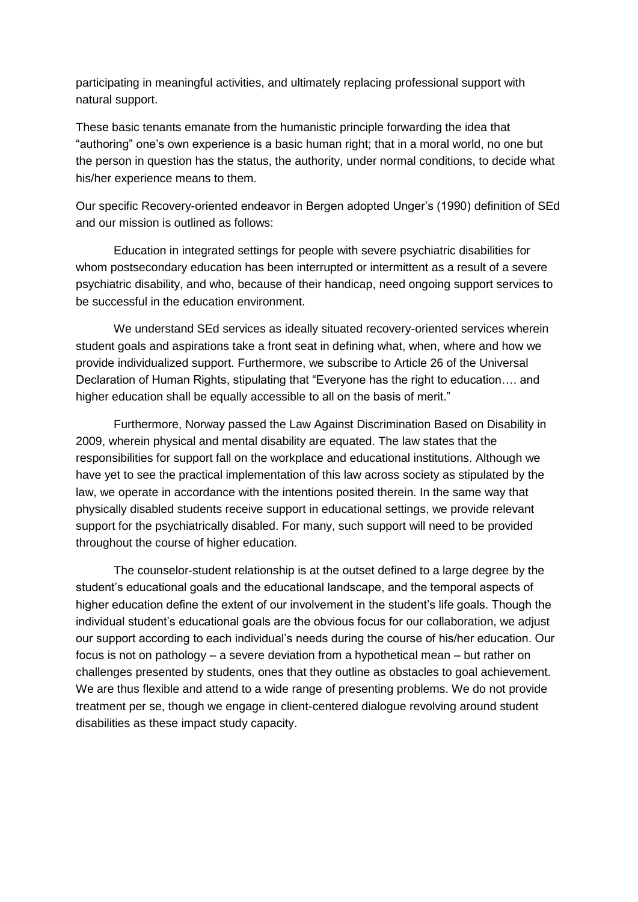participating in meaningful activities, and ultimately replacing professional support with natural support.

These basic tenants emanate from the humanistic principle forwarding the idea that "authoring" one's own experience is a basic human right; that in a moral world, no one but the person in question has the status, the authority, under normal conditions, to decide what his/her experience means to them.

Our specific Recovery-oriented endeavor in Bergen adopted Unger's (1990) definition of SEd and our mission is outlined as follows:

Education in integrated settings for people with severe psychiatric disabilities for whom postsecondary education has been interrupted or intermittent as a result of a severe psychiatric disability, and who, because of their handicap, need ongoing support services to be successful in the education environment.

We understand SEd services as ideally situated recovery-oriented services wherein student goals and aspirations take a front seat in defining what, when, where and how we provide individualized support. Furthermore, we subscribe to Article 26 of the Universal Declaration of Human Rights, stipulating that "Everyone has the right to education…. and higher education shall be equally accessible to all on the basis of merit."

Furthermore, Norway passed the Law Against Discrimination Based on Disability in 2009, wherein physical and mental disability are equated. The law states that the responsibilities for support fall on the workplace and educational institutions. Although we have yet to see the practical implementation of this law across society as stipulated by the law, we operate in accordance with the intentions posited therein. In the same way that physically disabled students receive support in educational settings, we provide relevant support for the psychiatrically disabled. For many, such support will need to be provided throughout the course of higher education.

The counselor-student relationship is at the outset defined to a large degree by the student's educational goals and the educational landscape, and the temporal aspects of higher education define the extent of our involvement in the student's life goals. Though the individual student's educational goals are the obvious focus for our collaboration, we adjust our support according to each individual's needs during the course of his/her education. Our focus is not on pathology – a severe deviation from a hypothetical mean – but rather on challenges presented by students, ones that they outline as obstacles to goal achievement. We are thus flexible and attend to a wide range of presenting problems. We do not provide treatment per se, though we engage in client-centered dialogue revolving around student disabilities as these impact study capacity.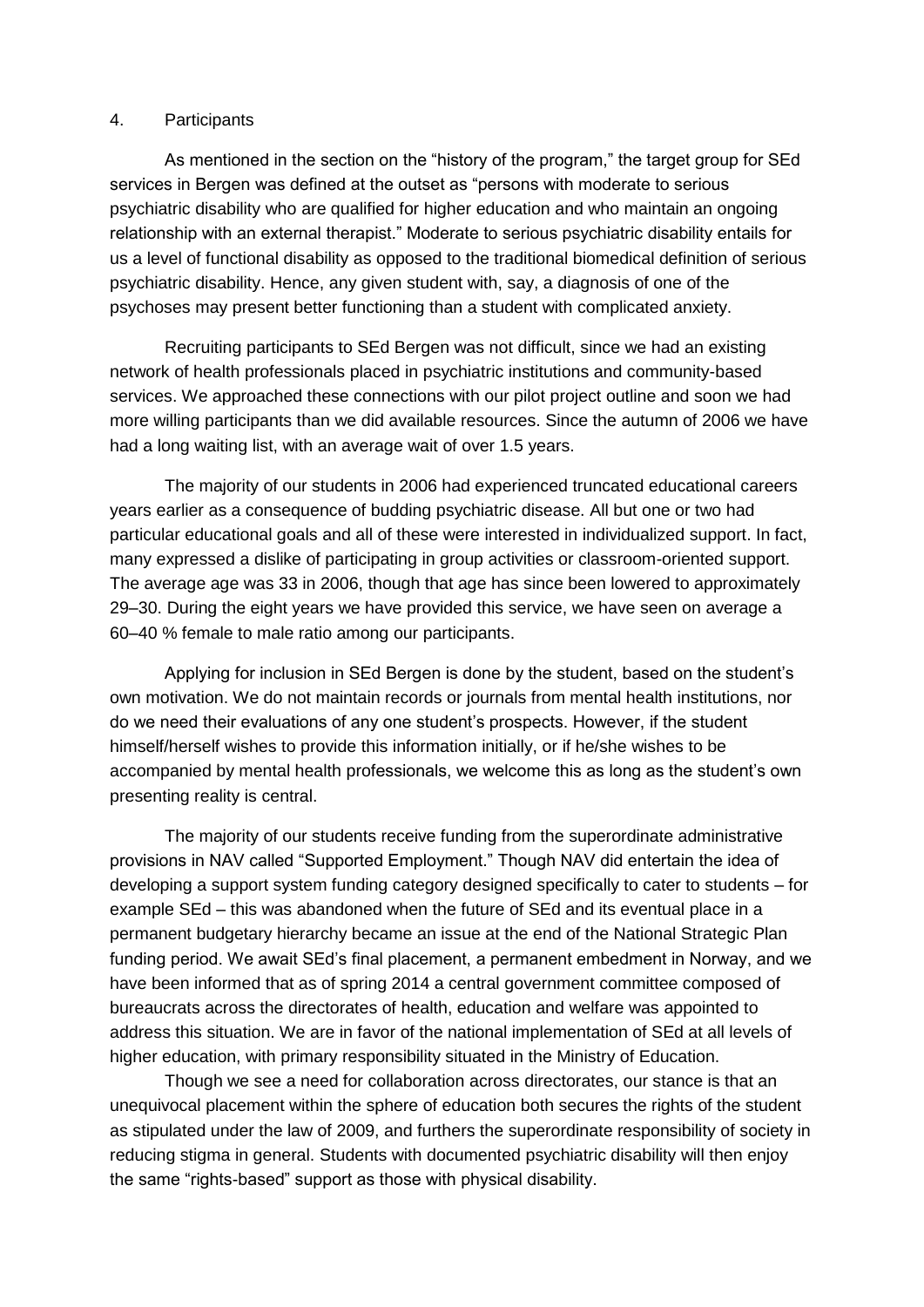## 4. Participants

As mentioned in the section on the "history of the program," the target group for SEd services in Bergen was defined at the outset as "persons with moderate to serious psychiatric disability who are qualified for higher education and who maintain an ongoing relationship with an external therapist." Moderate to serious psychiatric disability entails for us a level of functional disability as opposed to the traditional biomedical definition of serious psychiatric disability. Hence, any given student with, say, a diagnosis of one of the psychoses may present better functioning than a student with complicated anxiety.

Recruiting participants to SEd Bergen was not difficult, since we had an existing network of health professionals placed in psychiatric institutions and community-based services. We approached these connections with our pilot project outline and soon we had more willing participants than we did available resources. Since the autumn of 2006 we have had a long waiting list, with an average wait of over 1.5 years.

The majority of our students in 2006 had experienced truncated educational careers years earlier as a consequence of budding psychiatric disease. All but one or two had particular educational goals and all of these were interested in individualized support. In fact, many expressed a dislike of participating in group activities or classroom-oriented support. The average age was 33 in 2006, though that age has since been lowered to approximately 29–30. During the eight years we have provided this service, we have seen on average a 60–40 % female to male ratio among our participants.

Applying for inclusion in SEd Bergen is done by the student, based on the student's own motivation. We do not maintain records or journals from mental health institutions, nor do we need their evaluations of any one student's prospects. However, if the student himself/herself wishes to provide this information initially, or if he/she wishes to be accompanied by mental health professionals, we welcome this as long as the student's own presenting reality is central.

The majority of our students receive funding from the superordinate administrative provisions in NAV called "Supported Employment." Though NAV did entertain the idea of developing a support system funding category designed specifically to cater to students – for example SEd – this was abandoned when the future of SEd and its eventual place in a permanent budgetary hierarchy became an issue at the end of the National Strategic Plan funding period. We await SEd's final placement, a permanent embedment in Norway, and we have been informed that as of spring 2014 a central government committee composed of bureaucrats across the directorates of health, education and welfare was appointed to address this situation. We are in favor of the national implementation of SEd at all levels of higher education, with primary responsibility situated in the Ministry of Education.

Though we see a need for collaboration across directorates, our stance is that an unequivocal placement within the sphere of education both secures the rights of the student as stipulated under the law of 2009, and furthers the superordinate responsibility of society in reducing stigma in general. Students with documented psychiatric disability will then enjoy the same "rights-based" support as those with physical disability.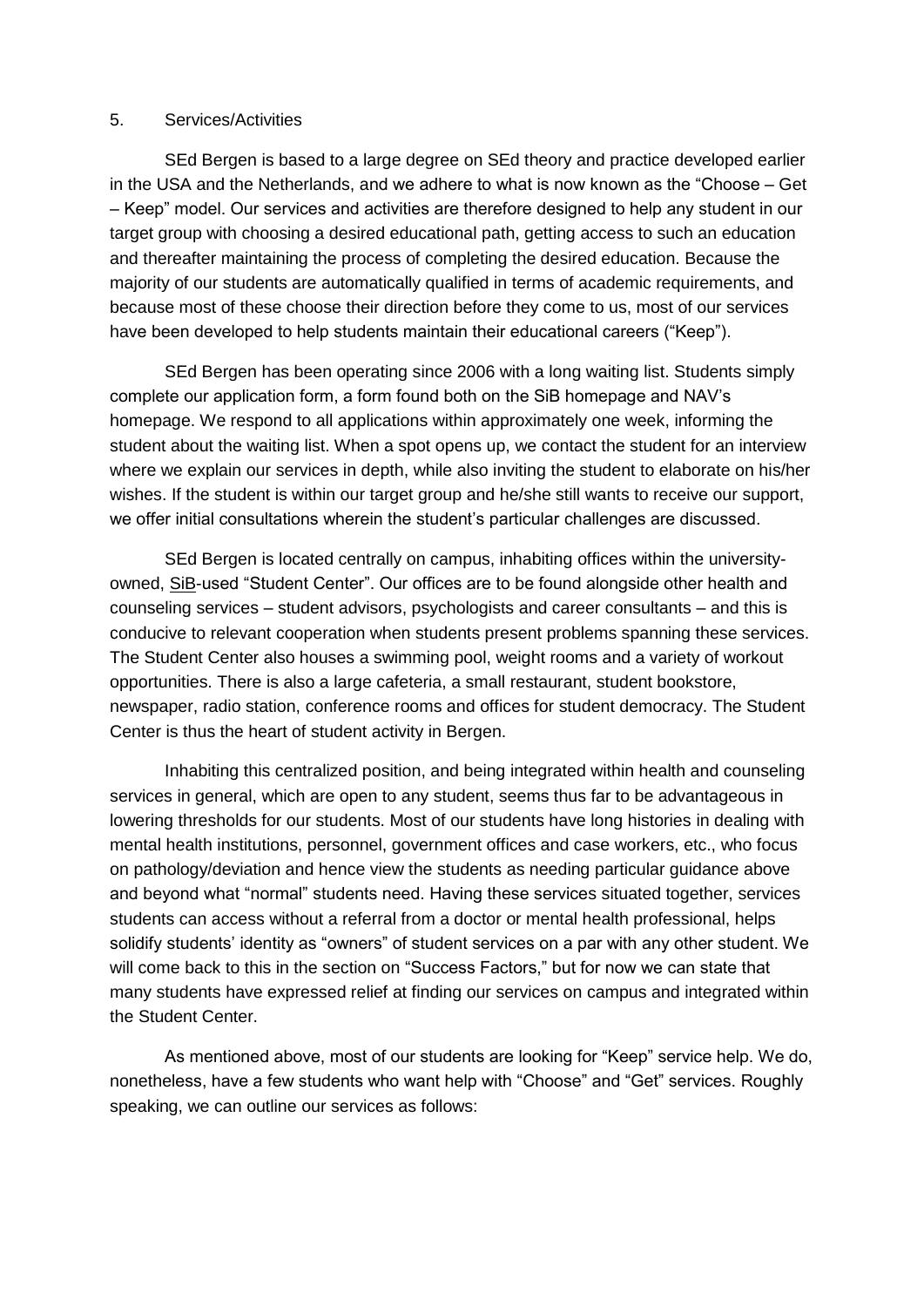## 5. Services/Activities

SEd Bergen is based to a large degree on SEd theory and practice developed earlier in the USA and the Netherlands, and we adhere to what is now known as the "Choose – Get – Keep" model. Our services and activities are therefore designed to help any student in our target group with choosing a desired educational path, getting access to such an education and thereafter maintaining the process of completing the desired education. Because the majority of our students are automatically qualified in terms of academic requirements, and because most of these choose their direction before they come to us, most of our services have been developed to help students maintain their educational careers ("Keep").

SEd Bergen has been operating since 2006 with a long waiting list. Students simply complete our application form, a form found both on the SiB homepage and NAV's homepage. We respond to all applications within approximately one week, informing the student about the waiting list. When a spot opens up, we contact the student for an interview where we explain our services in depth, while also inviting the student to elaborate on his/her wishes. If the student is within our target group and he/she still wants to receive our support, we offer initial consultations wherein the student's particular challenges are discussed.

SEd Bergen is located centrally on campus, inhabiting offices within the university-owned, SiB-used "Student Center". Our offices are to be found alongside other health and counseling services – student advisors, psychologists and career consultants – and this is conducive to relevant cooperation when students present problems spanning these services. The Student Center also houses a swimming pool, weight rooms and a variety of workout opportunities. There is also a large cafeteria, a small restaurant, student bookstore, newspaper, radio station, conference rooms and offices for student democracy. The Student Center is thus the heart of student activity in Bergen.

Inhabiting this centralized position, and being integrated within health and counseling services in general, which are open to any student, seems thus far to be advantageous in lowering thresholds for our students. Most of our students have long histories in dealing with mental health institutions, personnel, government offices and case workers, etc., who focus on pathology/deviation and hence view the students as needing particular guidance above and beyond what "normal" students need. Having these services situated together, services students can access without a referral from a doctor or mental health professional, helps solidify students' identity as "owners" of student services on a par with any other student. We will come back to this in the section on "Success Factors," but for now we can state that many students have expressed relief at finding our services on campus and integrated within the Student Center.

As mentioned above, most of our students are looking for "Keep" service help. We do, nonetheless, have a few students who want help with "Choose" and "Get" services. Roughly speaking, we can outline our services as follows: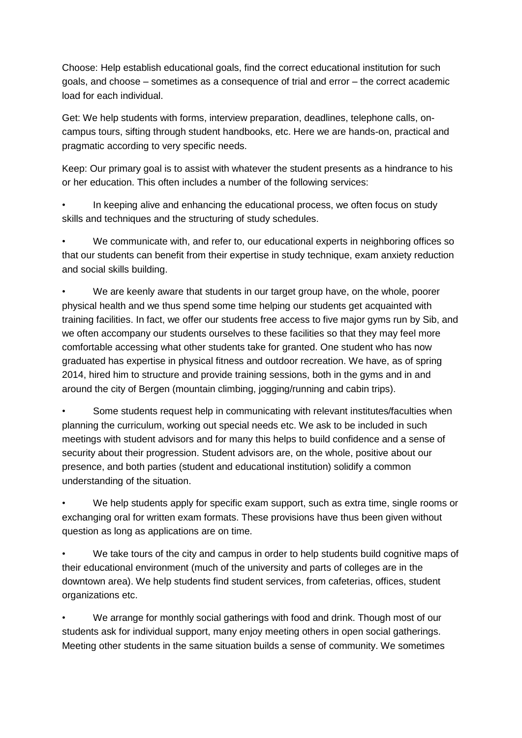Choose: Help establish educational goals, find the correct educational institution for such goals, and choose – sometimes as a consequence of trial and error – the correct academic load for each individual.

Get: We help students with forms, interview preparation, deadlines, telephone calls, on-campus tours, sifting through student handbooks, etc. Here we are hands-on, practical and pragmatic according to very specific needs.

Keep: Our primary goal is to assist with whatever the student presents as a hindrance to his or her education. This often includes a number of the following services:

- In keeping alive and enhancing the educational process, we often focus on study skills and techniques and the structuring of study schedules.
- We communicate with, and refer to, our educational experts in neighboring offices so that our students can benefit from their expertise in study technique, exam anxiety reduction and social skills building.
- We are keenly aware that students in our target group have, on the whole, poorer physical health and we thus spend some time helping our students get acquainted with training facilities. In fact, we offer our students free access to five major gyms run by Sib, and we often accompany our students ourselves to these facilities so that they may feel more comfortable accessing what other students take for granted. One student who has now graduated has expertise in physical fitness and outdoor recreation. We have, as of spring 2014, hired him to structure and provide training sessions, both in the gyms and in and around the city of Bergen (mountain climbing, jogging/running and cabin trips).
- Some students request help in communicating with relevant institutes/faculties when planning the curriculum, working out special needs etc. We ask to be included in such meetings with student advisors and for many this helps to build confidence and a sense of security about their progression. Student advisors are, on the whole, positive about our presence, and both parties (student and educational institution) solidify a common understanding of the situation.
- We help students apply for specific exam support, such as extra time, single rooms or exchanging oral for written exam formats. These provisions have thus been given without question as long as applications are on time.
- We take tours of the city and campus in order to help students build cognitive maps of their educational environment (much of the university and parts of colleges are in the downtown area). We help students find student services, from cafeterias, offices, student organizations etc.
- We arrange for monthly social gatherings with food and drink. Though most of our students ask for individual support, many enjoy meeting others in open social gatherings. Meeting other students in the same situation builds a sense of community. We sometimes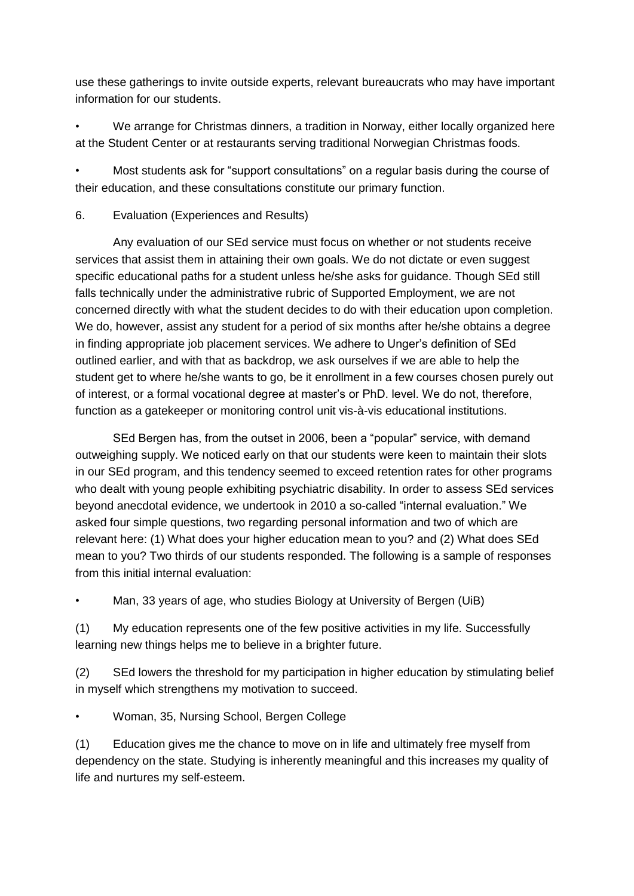use these gatherings to invite outside experts, relevant bureaucrats who may have important information for our students.

- We arrange for Christmas dinners, a tradition in Norway, either locally organized here at the Student Center or at restaurants serving traditional Norwegian Christmas foods.
- Most students ask for "support consultations" on a regular basis during the course of their education, and these consultations constitute our primary function.

## 6. Evaluation (Experiences and Results)

Any evaluation of our SEd service must focus on whether or not students receive services that assist them in attaining their own goals. We do not dictate or even suggest specific educational paths for a student unless he/she asks for guidance. Though SEd still falls technically under the administrative rubric of Supported Employment, we are not concerned directly with what the student decides to do with their education upon completion. We do, however, assist any student for a period of six months after he/she obtains a degree in finding appropriate job placement services. We adhere to Unger's definition of SEd outlined earlier, and with that as backdrop, we ask ourselves if we are able to help the student get to where he/she wants to go, be it enrollment in a few courses chosen purely out of interest, or a formal vocational degree at master's or PhD. level. We do not, therefore, function as a gatekeeper or monitoring control unit vis-à-vis educational institutions.

SEd Bergen has, from the outset in 2006, been a "popular" service, with demand outweighing supply. We noticed early on that our students were keen to maintain their slots in our SEd program, and this tendency seemed to exceed retention rates for other programs who dealt with young people exhibiting psychiatric disability. In order to assess SEd services beyond anecdotal evidence, we undertook in 2010 a so-called "internal evaluation." We asked four simple questions, two regarding personal information and two of which are relevant here: (1) What does your higher education mean to you? and (2) What does SEd mean to you? Two thirds of our students responded. The following is a sample of responses from this initial internal evaluation:

- Man, 33 years of age, who studies Biology at University of Bergen (UiB)

(1) My education represents one of the few positive activities in my life. Successfully learning new things helps me to believe in a brighter future.

(2) SEd lowers the threshold for my participation in higher education by stimulating belief in myself which strengthens my motivation to succeed.

- Woman, 35, Nursing School, Bergen College

(1) Education gives me the chance to move on in life and ultimately free myself from dependency on the state. Studying is inherently meaningful and this increases my quality of life and nurtures my self-esteem.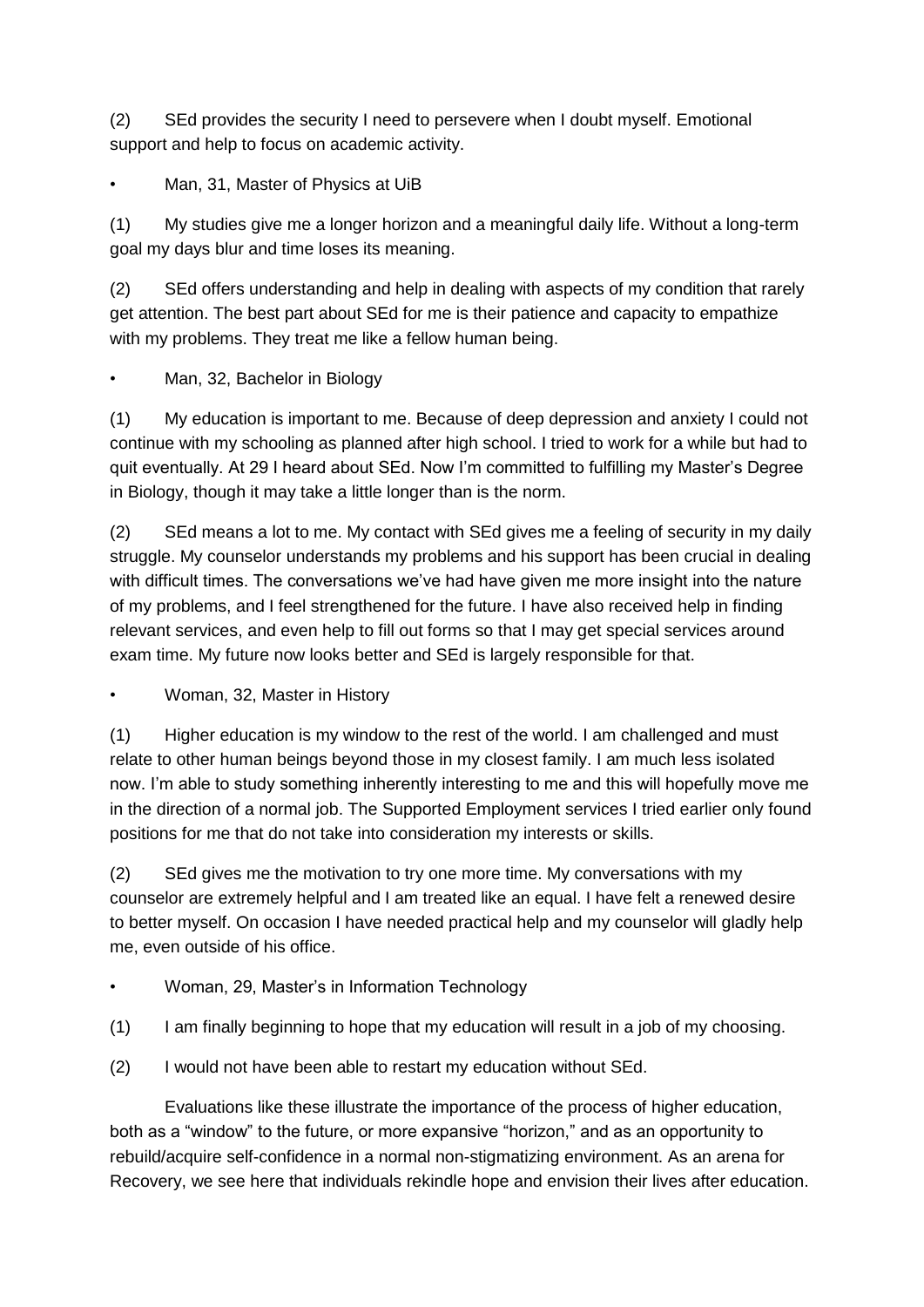(2) SEd provides the security I need to persevere when I doubt myself. Emotional support and help to focus on academic activity.

- Man, 31, Master of Physics at UiB

(1) My studies give me a longer horizon and a meaningful daily life. Without a long-term goal my days blur and time loses its meaning.

(2) SEd offers understanding and help in dealing with aspects of my condition that rarely get attention. The best part about SEd for me is their patience and capacity to empathize with my problems. They treat me like a fellow human being.

- Man, 32, Bachelor in Biology

(1) My education is important to me. Because of deep depression and anxiety I could not continue with my schooling as planned after high school. I tried to work for a while but had to quit eventually. At 29 I heard about SEd. Now I'm committed to fulfilling my Master's Degree in Biology, though it may take a little longer than is the norm.

(2) SEd means a lot to me. My contact with SEd gives me a feeling of security in my daily struggle. My counselor understands my problems and his support has been crucial in dealing with difficult times. The conversations we've had have given me more insight into the nature of my problems, and I feel strengthened for the future. I have also received help in finding relevant services, and even help to fill out forms so that I may get special services around exam time. My future now looks better and SEd is largely responsible for that.

- Woman, 32, Master in History

(1) Higher education is my window to the rest of the world. I am challenged and must relate to other human beings beyond those in my closest family. I am much less isolated now. I'm able to study something inherently interesting to me and this will hopefully move me in the direction of a normal job. The Supported Employment services I tried earlier only found positions for me that do not take into consideration my interests or skills.

(2) SEd gives me the motivation to try one more time. My conversations with my counselor are extremely helpful and I am treated like an equal. I have felt a renewed desire to better myself. On occasion I have needed practical help and my counselor will gladly help me, even outside of his office.

- Woman, 29, Master's in Information Technology

(1) I am finally beginning to hope that my education will result in a job of my choosing.

(2) I would not have been able to restart my education without SEd.

Evaluations like these illustrate the importance of the process of higher education, both as a "window" to the future, or more expansive "horizon," and as an opportunity to rebuild/acquire self-confidence in a normal non-stigmatizing environment. As an arena for Recovery, we see here that individuals rekindle hope and envision their lives after education.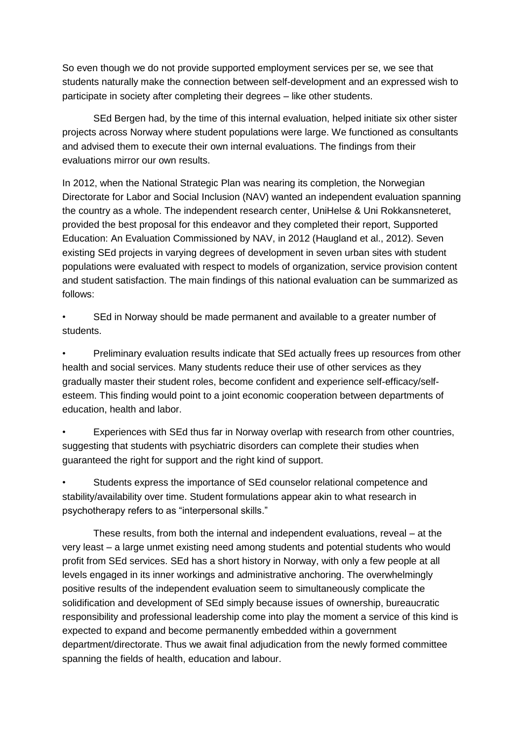So even though we do not provide supported employment services per se, we see that students naturally make the connection between self-development and an expressed wish to participate in society after completing their degrees – like other students.

SEd Bergen had, by the time of this internal evaluation, helped initiate six other sister projects across Norway where student populations were large. We functioned as consultants and advised them to execute their own internal evaluations. The findings from their evaluations mirror our own results.

In 2012, when the National Strategic Plan was nearing its completion, the Norwegian Directorate for Labor and Social Inclusion (NAV) wanted an independent evaluation spanning the country as a whole. The independent research center, UniHelse & Uni Rokkansneteret, provided the best proposal for this endeavor and they completed their report, Supported Education: An Evaluation Commissioned by NAV, in 2012 (Haugland et al., 2012). Seven existing SEd projects in varying degrees of development in seven urban sites with student populations were evaluated with respect to models of organization, service provision content and student satisfaction. The main findings of this national evaluation can be summarized as follows:

- SEd in Norway should be made permanent and available to a greater number of students.
- Preliminary evaluation results indicate that SEd actually frees up resources from other health and social services. Many students reduce their use of other services as they gradually master their student roles, become confident and experience self-efficacy/self-esteem. This finding would point to a joint economic cooperation between departments of education, health and labor.
- Experiences with SEd thus far in Norway overlap with research from other countries, suggesting that students with psychiatric disorders can complete their studies when guaranteed the right for support and the right kind of support.
- Students express the importance of SEd counselor relational competence and stability/availability over time. Student formulations appear akin to what research in psychotherapy refers to as "interpersonal skills."

These results, from both the internal and independent evaluations, reveal – at the very least – a large unmet existing need among students and potential students who would profit from SEd services. SEd has a short history in Norway, with only a few people at all levels engaged in its inner workings and administrative anchoring. The overwhelmingly positive results of the independent evaluation seem to simultaneously complicate the solidification and development of SEd simply because issues of ownership, bureaucratic responsibility and professional leadership come into play the moment a service of this kind is expected to expand and become permanently embedded within a government department/directorate. Thus we await final adjudication from the newly formed committee spanning the fields of health, education and labour.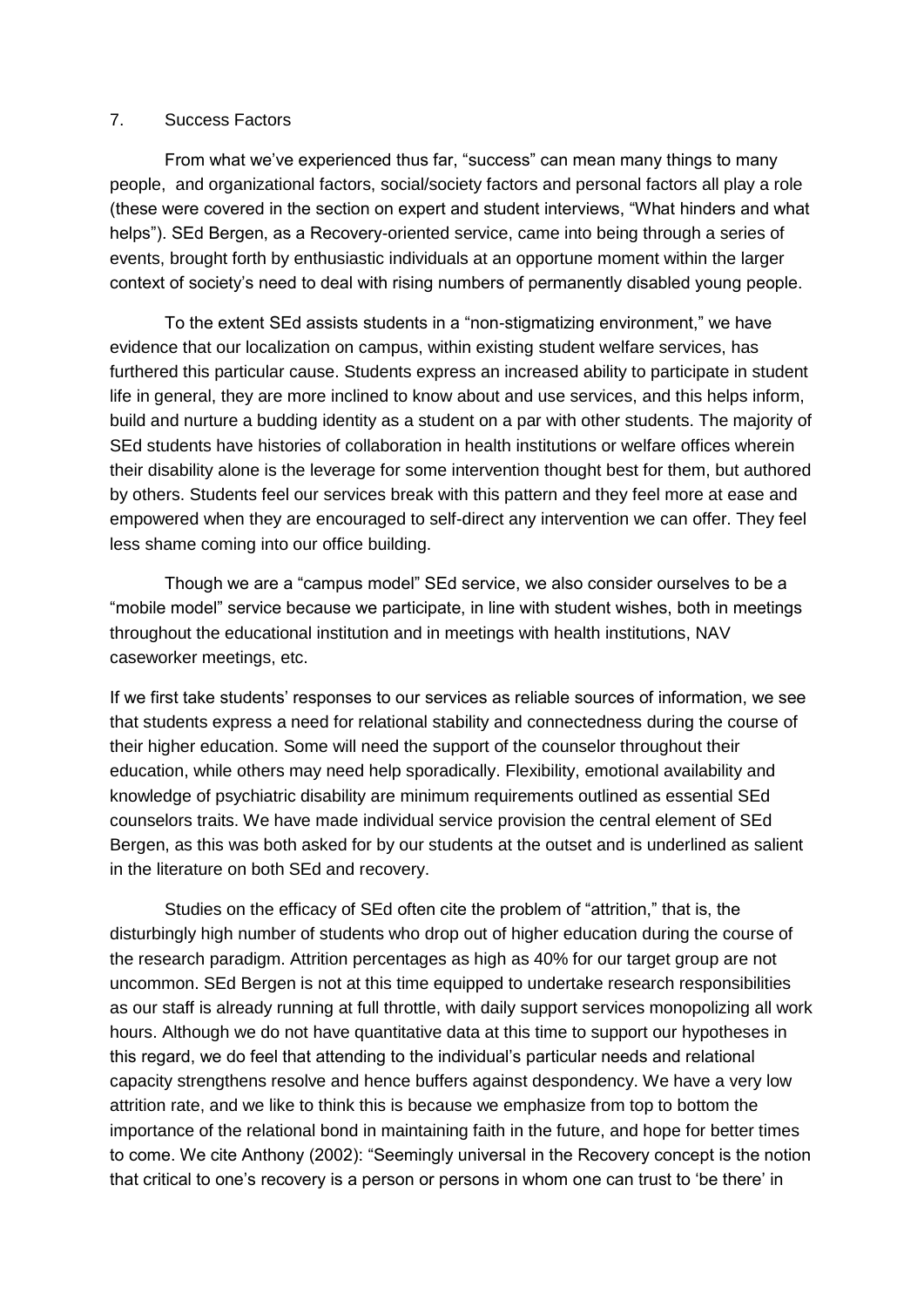7. Success Factors

From what we've experienced thus far, "success" can mean many things to many people, and organizational factors, social/society factors and personal factors all play a role (these were covered in the section on expert and student interviews, "What hinders and what helps"). SEd Bergen, as a Recovery-oriented service, came into being through a series of events, brought forth by enthusiastic individuals at an opportune moment within the larger context of society's need to deal with rising numbers of permanently disabled young people.

To the extent SEd assists students in a "non-stigmatizing environment," we have evidence that our localization on campus, within existing student welfare services, has furthered this particular cause. Students express an increased ability to participate in student life in general, they are more inclined to know about and use services, and this helps inform, build and nurture a budding identity as a student on a par with other students. The majority of SEd students have histories of collaboration in health institutions or welfare offices wherein their disability alone is the leverage for some intervention thought best for them, but authored by others. Students feel our services break with this pattern and they feel more at ease and empowered when they are encouraged to self-direct any intervention we can offer. They feel less shame coming into our office building.

Though we are a "campus model" SEd service, we also consider ourselves to be a "mobile model" service because we participate, in line with student wishes, both in meetings throughout the educational institution and in meetings with health institutions, NAV caseworker meetings, etc.

If we first take students' responses to our services as reliable sources of information, we see that students express a need for relational stability and connectedness during the course of their higher education. Some will need the support of the counselor throughout their education, while others may need help sporadically. Flexibility, emotional availability and knowledge of psychiatric disability are minimum requirements outlined as essential SEd counselors traits. We have made individual service provision the central element of SEd Bergen, as this was both asked for by our students at the outset and is underlined as salient in the literature on both SEd and recovery.

Studies on the efficacy of SEd often cite the problem of "attrition," that is, the disturbingly high number of students who drop out of higher education during the course of the research paradigm. Attrition percentages as high as 40% for our target group are not uncommon. SEd Bergen is not at this time equipped to undertake research responsibilities as our staff is already running at full throttle, with daily support services monopolizing all work hours. Although we do not have quantitative data at this time to support our hypotheses in this regard, we do feel that attending to the individual's particular needs and relational capacity strengthens resolve and hence buffers against despondency. We have a very low attrition rate, and we like to think this is because we emphasize from top to bottom the importance of the relational bond in maintaining faith in the future, and hope for better times to come. We cite Anthony (2002): "Seemingly universal in the Recovery concept is the notion that critical to one's recovery is a person or persons in whom one can trust to 'be there' in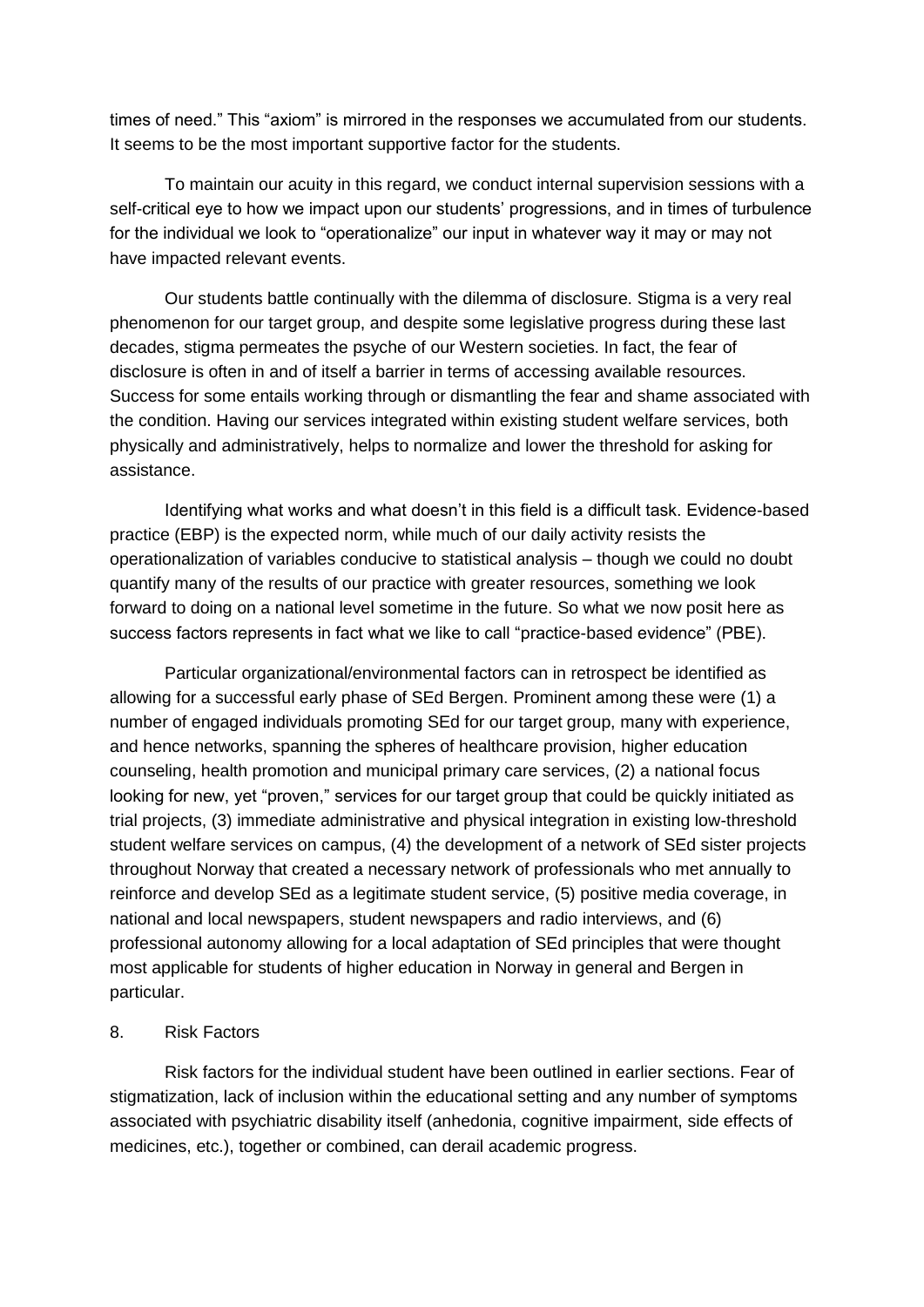times of need." This "axiom" is mirrored in the responses we accumulated from our students. It seems to be the most important supportive factor for the students.

To maintain our acuity in this regard, we conduct internal supervision sessions with a self-critical eye to how we impact upon our students' progressions, and in times of turbulence for the individual we look to "operationalize" our input in whatever way it may or may not have impacted relevant events.

Our students battle continually with the dilemma of disclosure. Stigma is a very real phenomenon for our target group, and despite some legislative progress during these last decades, stigma permeates the psyche of our Western societies. In fact, the fear of disclosure is often in and of itself a barrier in terms of accessing available resources. Success for some entails working through or dismantling the fear and shame associated with the condition. Having our services integrated within existing student welfare services, both physically and administratively, helps to normalize and lower the threshold for asking for assistance.

Identifying what works and what doesn't in this field is a difficult task. Evidence-based practice (EBP) is the expected norm, while much of our daily activity resists the operationalization of variables conducive to statistical analysis – though we could no doubt quantify many of the results of our practice with greater resources, something we look forward to doing on a national level sometime in the future. So what we now posit here as success factors represents in fact what we like to call "practice-based evidence" (PBE).

Particular organizational/environmental factors can in retrospect be identified as allowing for a successful early phase of SEd Bergen. Prominent among these were (1) a number of engaged individuals promoting SEd for our target group, many with experience, and hence networks, spanning the spheres of healthcare provision, higher education counseling, health promotion and municipal primary care services, (2) a national focus looking for new, yet "proven," services for our target group that could be quickly initiated as trial projects, (3) immediate administrative and physical integration in existing low-threshold student welfare services on campus, (4) the development of a network of SEd sister projects throughout Norway that created a necessary network of professionals who met annually to reinforce and develop SEd as a legitimate student service, (5) positive media coverage, in national and local newspapers, student newspapers and radio interviews, and (6) professional autonomy allowing for a local adaptation of SEd principles that were thought most applicable for students of higher education in Norway in general and Bergen in particular.

## 8. Risk Factors

Risk factors for the individual student have been outlined in earlier sections. Fear of stigmatization, lack of inclusion within the educational setting and any number of symptoms associated with psychiatric disability itself (anhedonia, cognitive impairment, side effects of medicines, etc.), together or combined, can derail academic progress.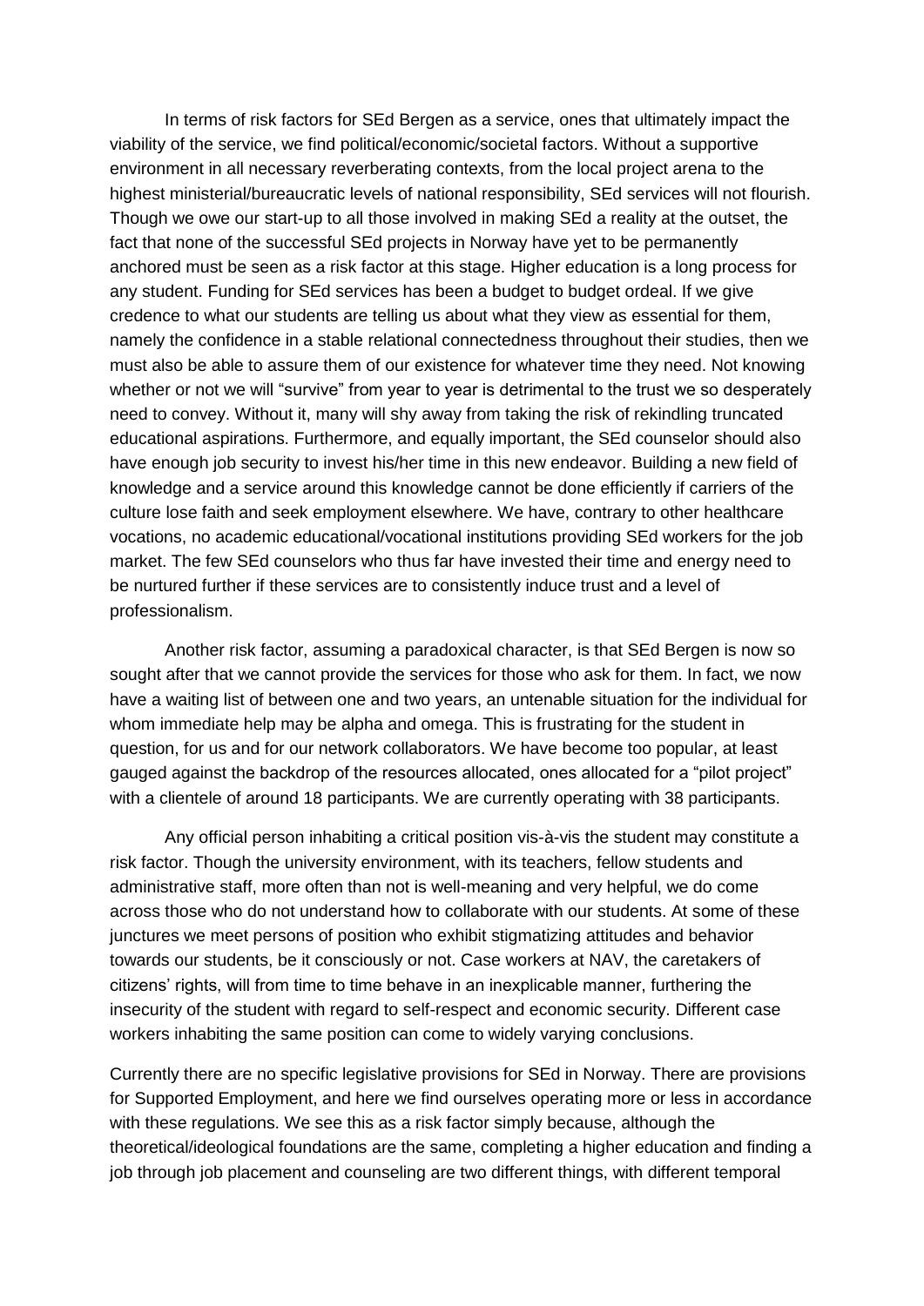In terms of risk factors for SEd Bergen as a service, ones that ultimately impact the viability of the service, we find political/economic/societal factors. Without a supportive environment in all necessary reverberating contexts, from the local project arena to the highest ministerial/bureaucratic levels of national responsibility, SEd services will not flourish. Though we owe our start-up to all those involved in making SEd a reality at the outset, the fact that none of the successful SEd projects in Norway have yet to be permanently anchored must be seen as a risk factor at this stage. Higher education is a long process for any student. Funding for SEd services has been a budget to budget ordeal. If we give credence to what our students are telling us about what they view as essential for them, namely the confidence in a stable relational connectedness throughout their studies, then we must also be able to assure them of our existence for whatever time they need. Not knowing whether or not we will "survive" from year to year is detrimental to the trust we so desperately need to convey. Without it, many will shy away from taking the risk of rekindling truncated educational aspirations. Furthermore, and equally important, the SEd counselor should also have enough job security to invest his/her time in this new endeavor. Building a new field of knowledge and a service around this knowledge cannot be done efficiently if carriers of the culture lose faith and seek employment elsewhere. We have, contrary to other healthcare vocations, no academic educational/vocational institutions providing SEd workers for the job market. The few SEd counselors who thus far have invested their time and energy need to be nurtured further if these services are to consistently induce trust and a level of professionalism.

Another risk factor, assuming a paradoxical character, is that SEd Bergen is now so sought after that we cannot provide the services for those who ask for them. In fact, we now have a waiting list of between one and two years, an untenable situation for the individual for whom immediate help may be alpha and omega. This is frustrating for the student in question, for us and for our network collaborators. We have become too popular, at least gauged against the backdrop of the resources allocated, ones allocated for a "pilot project" with a clientele of around 18 participants. We are currently operating with 38 participants.

Any official person inhabiting a critical position vis-à-vis the student may constitute a risk factor. Though the university environment, with its teachers, fellow students and administrative staff, more often than not is well-meaning and very helpful, we do come across those who do not understand how to collaborate with our students. At some of these junctures we meet persons of position who exhibit stigmatizing attitudes and behavior towards our students, be it consciously or not. Case workers at NAV, the caretakers of citizens' rights, will from time to time behave in an inexplicable manner, furthering the insecurity of the student with regard to self-respect and economic security. Different case workers inhabiting the same position can come to widely varying conclusions.

Currently there are no specific legislative provisions for SEd in Norway. There are provisions for Supported Employment, and here we find ourselves operating more or less in accordance with these regulations. We see this as a risk factor simply because, although the theoretical/ideological foundations are the same, completing a higher education and finding a job through job placement and counseling are two different things, with different temporal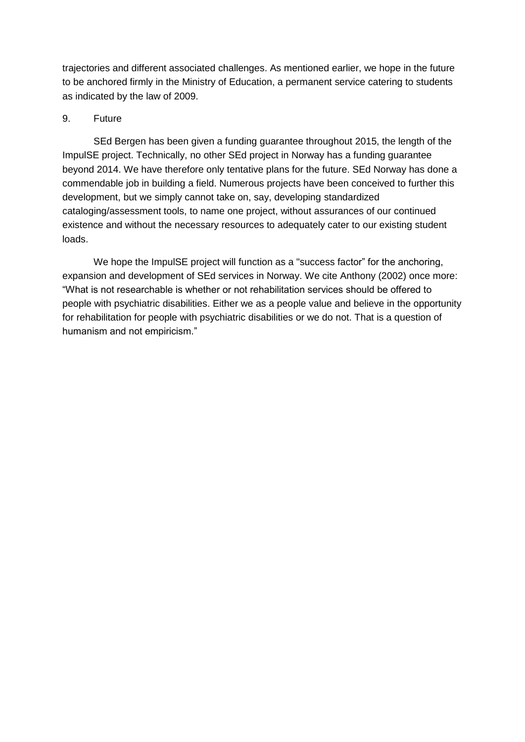trajectories and different associated challenges. As mentioned earlier, we hope in the future to be anchored firmly in the Ministry of Education, a permanent service catering to students as indicated by the law of 2009.

## 9. Future

SEd Bergen has been given a funding guarantee throughout 2015, the length of the ImpulSE project. Technically, no other SEd project in Norway has a funding guarantee beyond 2014. We have therefore only tentative plans for the future. SEd Norway has done a commendable job in building a field. Numerous projects have been conceived to further this development, but we simply cannot take on, say, developing standardized cataloging/assessment tools, to name one project, without assurances of our continued existence and without the necessary resources to adequately cater to our existing student loads.

We hope the ImpulSE project will function as a "success factor" for the anchoring, expansion and development of SEd services in Norway. We cite Anthony (2002) once more: "What is not researchable is whether or not rehabilitation services should be offered to people with psychiatric disabilities. Either we as a people value and believe in the opportunity for rehabilitation for people with psychiatric disabilities or we do not. That is a question of humanism and not empiricism."